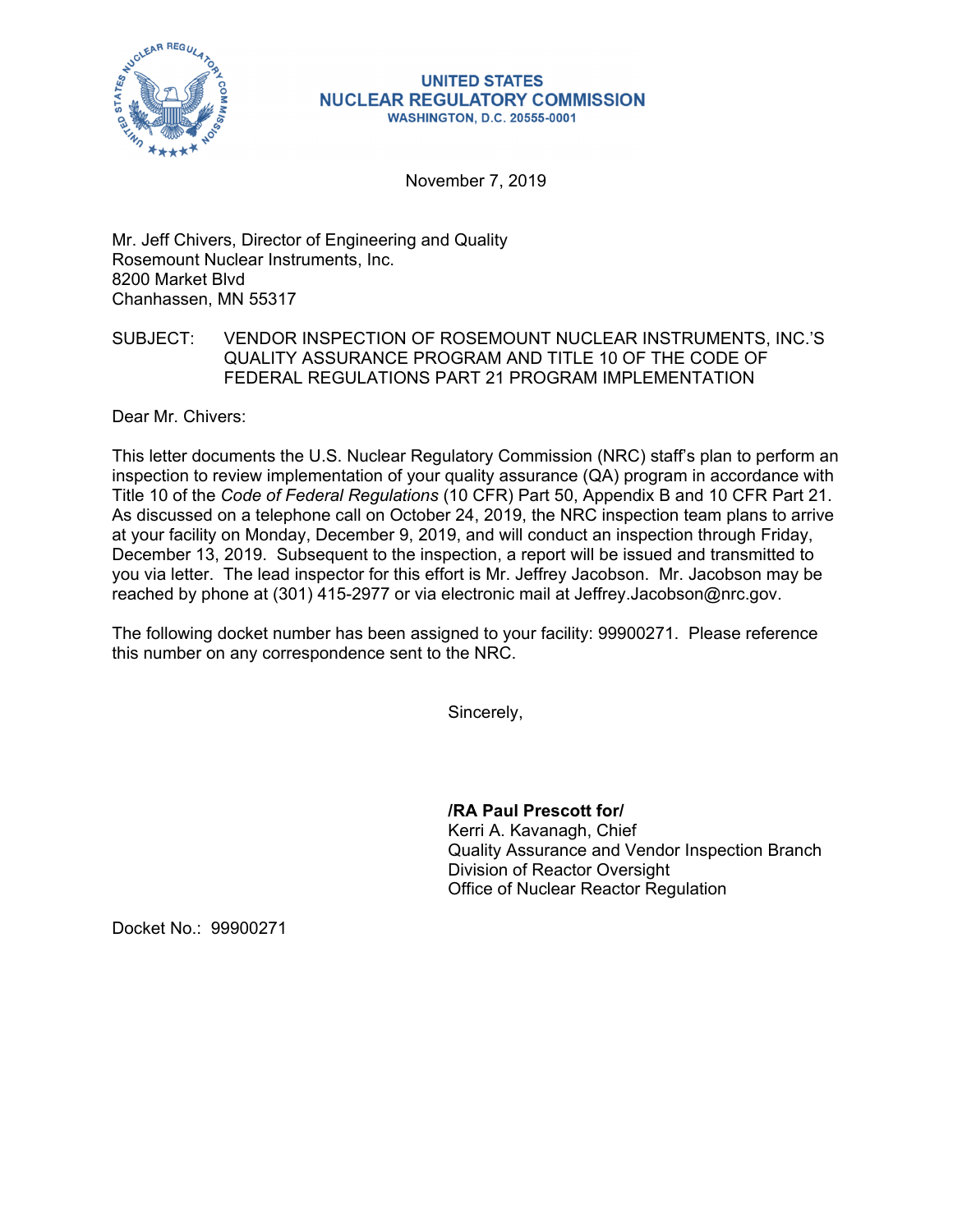**UNITED STATES**
**NUCLEAR REGULATORY COMMISSION**
**WASHINGTON, D.C. 20555-0001**

November 7, 2019

Mr. Jeff Chivers, Director of Engineering and Quality
Rosemount Nuclear Instruments, Inc.
8200 Market Blvd
Chanhassen, MN 55317

SUBJECT: VENDOR INSPECTION OF ROSEMOUNT NUCLEAR INSTRUMENTS, INC.'S QUALITY ASSURANCE PROGRAM AND TITLE 10 OF THE CODE OF FEDERAL REGULATIONS PART 21 PROGRAM IMPLEMENTATION

Dear Mr. Chivers:

This letter documents the U.S. Nuclear Regulatory Commission (NRC) staff's plan to perform an inspection to review implementation of your quality assurance (QA) program in accordance with Title 10 of the *Code of Federal Regulations* (10 CFR) Part 50, Appendix B and 10 CFR Part 21. As discussed on a telephone call on October 24, 2019, the NRC inspection team plans to arrive at your facility on Monday, December 9, 2019, and will conduct an inspection through Friday, December 13, 2019. Subsequent to the inspection, a report will be issued and transmitted to you via letter. The lead inspector for this effort is Mr. Jeffrey Jacobson. Mr. Jacobson may be reached by phone at (301) 415-2977 or via electronic mail at Jeffrey.Jacobson@nrc.gov.

The following docket number has been assigned to your facility: 99900271. Please reference this number on any correspondence sent to the NRC.

Sincerely,

**/RA Paul Prescott for/**
Kerri A. Kavanagh, Chief
Quality Assurance and Vendor Inspection Branch
Division of Reactor Oversight
Office of Nuclear Reactor Regulation

Docket No.: 99900271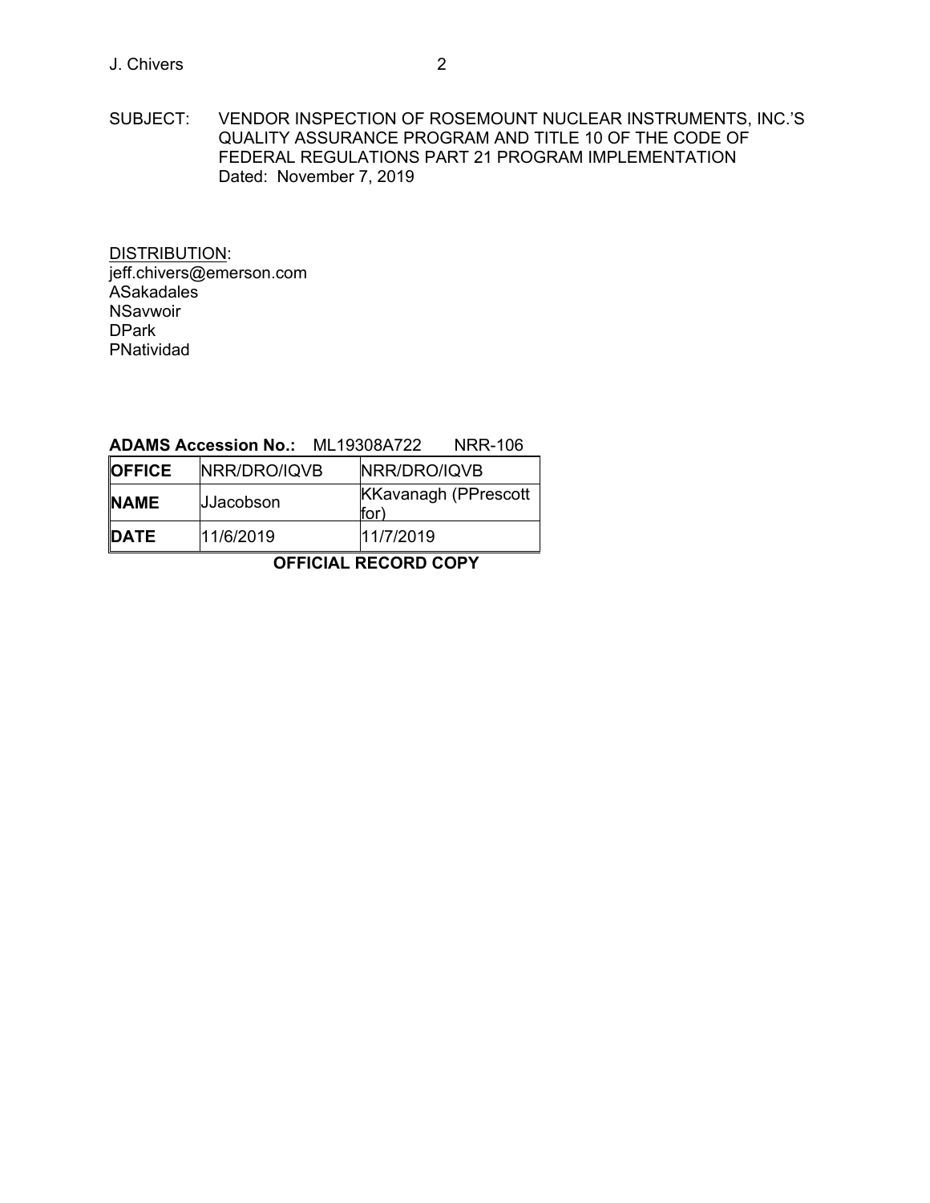SUBJECT: VENDOR INSPECTION OF ROSEMOUNT NUCLEAR INSTRUMENTS, INC.'S QUALITY ASSURANCE PROGRAM AND TITLE 10 OF THE CODE OF FEDERAL REGULATIONS PART 21 PROGRAM IMPLEMENTATION
Dated: November 7, 2019

DISTRIBUTION:
jeff.chivers@emerson.com
ASakadales
NSavwoir
DPark
PNatividad

**ADAMS Accession No.:** ML19308A722 NRR-106

| **OFFICE** | NRR/DRO/IQVB | NRR/DRO/IQVB |
|---|---|---|
| **NAME** | JJacobson | KKavanagh (PPrescott for) |
| **DATE** | 11/6/2019 | 11/7/2019 |

**OFFICIAL RECORD COPY**